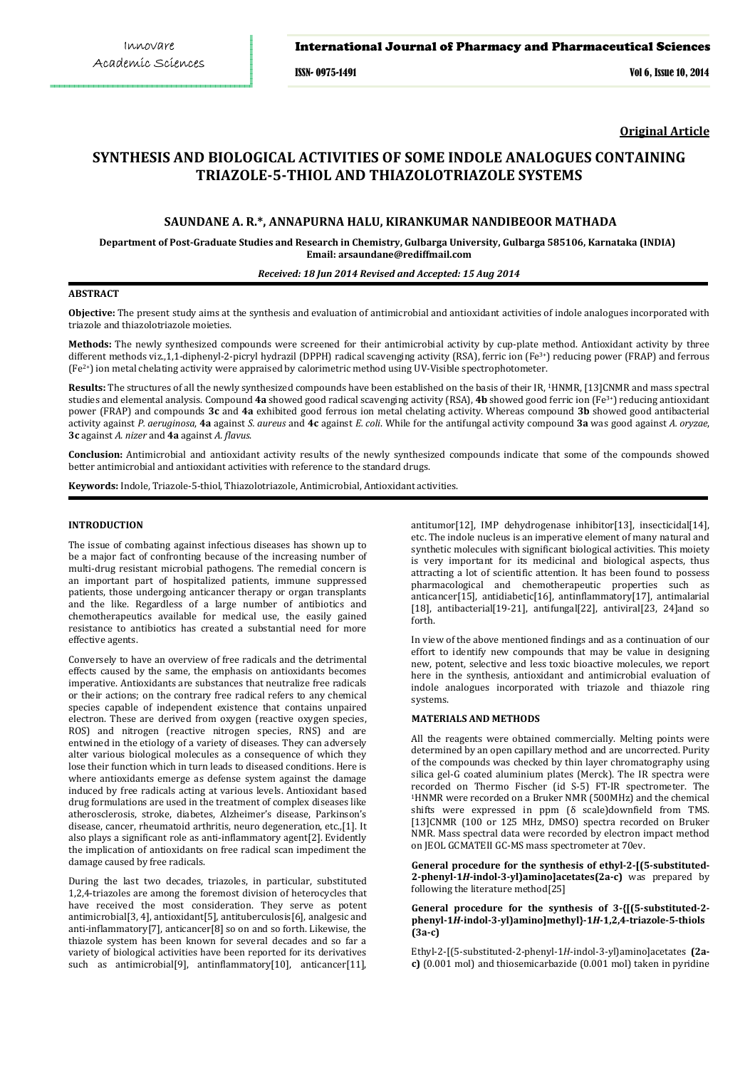**Original Article**

# SYNTHESIS AND BIOLOGICAL ACTIVITIES OF SOME INDOLE ANALOGUES CONTAINING TRIAZOLE-5-THIOL AND THIAZOLOTRIAZOLE SYSTEMS

**SAUNDANE A. R.*, ANNAPURNA HALU, KIRANKUMAR NANDIBEOOR MATHADA**

**Department of Post-Graduate Studies and Research in Chemistry, Gulbarga University, Gulbarga 585106, Karnataka (INDIA)**
**Email: arsaundane@rediffmail.com**

***Received: 18 Jun 2014 Revised and Accepted: 15 Aug 2014***

## ABSTRACT

**Objective:** The present study aims at the synthesis and evaluation of antimicrobial and antioxidant activities of indole analogues incorporated with triazole and thiazolotriazole moieties.

**Methods:** The newly synthesized compounds were screened for their antimicrobial activity by cup-plate method. Antioxidant activity by three different methods viz.,1,1-diphenyl-2-picryl hydrazil (DPPH) radical scavenging activity (RSA), ferric ion ($Fe^{3+}$) reducing power (FRAP) and ferrous ($Fe^{2+}$) ion metal chelating activity were appraised by calorimetric method using UV-Visible spectrophotometer.

**Results:** The structures of all the newly synthesized compounds have been established on the basis of their IR, [1]HNMR, [13]CNMR and mass spectral studies and elemental analysis. Compound **4a** showed good radical scavenging activity (RSA), **4b** showed good ferric ion ($Fe^{3+}$) reducing antioxidant power (FRAP) and compounds **3c** and **4a** exhibited good ferrous ion metal chelating activity. Whereas compound **3b** showed good antibacterial activity against *P. aeruginosa*, **4a** against *S. aureus* and **4c** against *E. coli*. While for the antifungal activity compound **3a** was good against *A. oryzae*, **3c** against *A. nizer* and **4a** against *A. flavus*.

**Conclusion:** Antimicrobial and antioxidant activity results of the newly synthesized compounds indicate that some of the compounds showed better antimicrobial and antioxidant activities with reference to the standard drugs.

**Keywords:** Indole, Triazole-5-thiol, Thiazolotriazole, Antimicrobial, Antioxidant activities.

## INTRODUCTION

The issue of combating against infectious diseases has shown up to be a major fact of confronting because of the increasing number of multi-drug resistant microbial pathogens. The remedial concern is an important part of hospitalized patients, immune suppressed patients, those undergoing anticancer therapy or organ transplants and the like. Regardless of a large number of antibiotics and chemotherapeutics available for medical use, the easily gained resistance to antibiotics has created a substantial need for more effective agents.

Conversely to have an overview of free radicals and the detrimental effects caused by the same, the emphasis on antioxidants becomes imperative. Antioxidants are substances that neutralize free radicals or their actions; on the contrary free radical refers to any chemical species capable of independent existence that contains unpaired electron. These are derived from oxygen (reactive oxygen species, ROS) and nitrogen (reactive nitrogen species, RNS) and are entwined in the etiology of a variety of diseases. They can adversely alter various biological molecules as a consequence of which they lose their function which in turn leads to diseased conditions. Here is where antioxidants emerge as defense system against the damage induced by free radicals acting at various levels. Antioxidant based drug formulations are used in the treatment of complex diseases like atherosclerosis, stroke, diabetes, Alzheimer's disease, Parkinson's disease, cancer, rheumatoid arthritis, neuro degeneration, etc.,[1]. It also plays a significant role as anti-inflammatory agent[2]. Evidently the implication of antioxidants on free radical scan impediment the damage caused by free radicals.

During the last two decades, triazoles, in particular, substituted 1,2,4-triazoles are among the foremost division of heterocycles that have received the most consideration. They serve as potent antimicrobial[3, 4], antioxidant[5], antituberculosis[6], analgesic and anti-inflammatory[7], anticancer[8] so on and so forth. Likewise, the thiazole system has been known for several decades and so far a variety of biological activities have been reported for its derivatives such as antimicrobial[9], antinflammatory[10], anticancer[11], antitumor[12], IMP dehydrogenase inhibitor[13], insecticidal[14], etc. The indole nucleus is an imperative element of many natural and synthetic molecules with significant biological activities. This moiety is very important for its medicinal and biological aspects, thus attracting a lot of scientific attention. It has been found to possess pharmacological and chemotherapeutic properties such as anticancer[15], antidiabetic[16], antinflammatory[17], antimalarial [18], antibacterial[19-21], antifungal[22], antiviral[23, 24]and so forth.

In view of the above mentioned findings and as a continuation of our effort to identify new compounds that may be value in designing new, potent, selective and less toxic bioactive molecules, we report here in the synthesis, antioxidant and antimicrobial evaluation of indole analogues incorporated with triazole and thiazole ring systems.

## MATERIALS AND METHODS

All the reagents were obtained commercially. Melting points were determined by an open capillary method and are uncorrected. Purity of the compounds was checked by thin layer chromatography using silica gel-G coated aluminium plates (Merck). The IR spectra were recorded on Thermo Fischer (id S-5) FT-IR spectrometer. The [1]HNMR were recorded on a Bruker NMR (500MHz) and the chemical shifts were expressed in ppm (δ scale)downfield from TMS. [13]CNMR (100 or 125 MHz, DMSO) spectra recorded on Bruker NMR. Mass spectral data were recorded by electron impact method on JEOL GCMATEII GC-MS mass spectrometer at 70ev.

**General procedure for the synthesis of ethyl-2-[(5-substituted-2-phenyl-1*H*-indol-3-yl)amino]acetates(2a-c)** was prepared by following the literature method[25]

**General procedure for the synthesis of 3-{[(5-substituted-2-phenyl-1*H*-indol-3-yl)amino]methyl}-1*H*-1,2,4-triazole-5-thiols (3a-c)**

Ethyl-2-[(5-substituted-2-phenyl-1*H*-indol-3-yl)amino]acetates **(2a-c)** (0.001 mol) and thiosemicarbazide (0.001 mol) taken in pyridine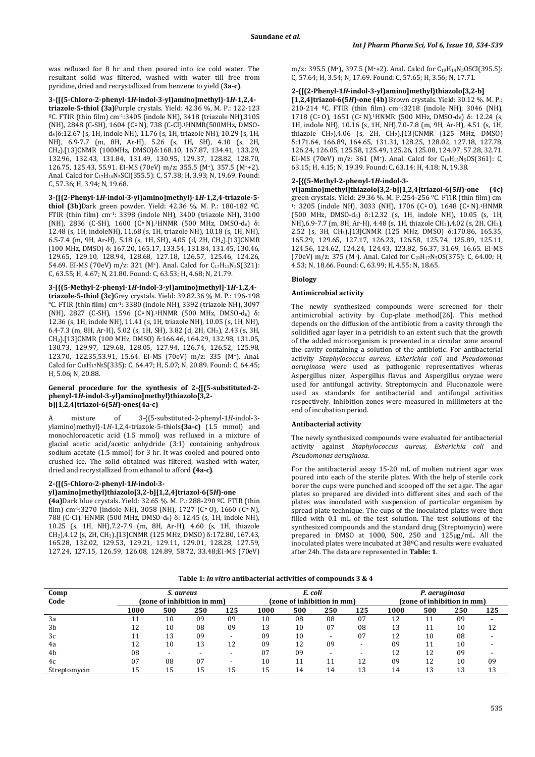was refluxed for 8 hr and then poured into ice cold water. The resultant solid was filtered, washed with water till free from pyridine, dried and recrystallized from benzene to yield (**3a-c**).

**3-{[(5-Chloro-2-phenyl-1*H*-indol-3-yl)amino]methyl}-1*H*-1,2,4-triazole-5-thiol (3a)**Purple crystals. Yield: 42.36 %, M. P.: 122-123 ºC. FTIR (thin film) cm$^{-1}$:3405 (indole NH), 3418 (triazole NH),3105 (NH), 2848 (C-SH), 1604 (C= N), 738 (C-Cl).$^1$HNMR(500MHz, DMSO-d$_6$)δ:12.67 (s, 1H, indole NH), 11.76 (s, 1H, triazole NH), 10.29 (s, 1H, NH), 6.9-7.7 (m, 8H, Ar-H), 5.26 (s, 1H, SH), 4.10 (s, 2H, CH$_2$).[13]CNMR (100MHz, DMSO)δ:168.10, 167.87, 134.41, 133.29, 132.96, 132.43, 131.84, 131.49, 130.95, 129.37, 128.82, 128.70, 126.75, 125.43, 55.91. EI-MS (70eV) m/z: 355.5 (M$^+$), 357.5 (M$^+$+2). Anal. Calcd for $C_{17}H_{14}N_5SCl$(355.5): C, 57.38; H, 3.93; N, 19.69. Found: C, 57.36; H, 3.94; N, 19.68.

**3-{[(2-Phenyl-1*H*-indol-3-yl)amino]methyl}-1*H*-1,2,4-triazole-5-thiol (3b)**Dark green powder. Yield: 42.36 %. M. P.: 180-182 ºC. FTIR (thin film) cm$^{-1}$: 3398 (indole NH), 3400 (triazole NH), 3100 (NH), 2836 (C-SH), 1600 (C= N).$^1$HNMR (500 MHz, DMSO-d$_6$) δ: 12.48 (s, 1H, indoleNH), 11.68 (s, 1H, triazole NH), 10.18 (s, 1H, NH), 6.5-7.4 (m, 9H, Ar-H), 5.18 (s, 1H, SH), 4.05 (d, 2H, CH$_2$).[13]CNMR (100 MHz, DMSO) δ: 167.20, 165.17, 133.54, 131.84, 131.45, 130.46, 129.65, 129.10, 128.94, 128.68, 127.18, 126.57, 125.46, 124.26, 54.69. EI-MS (70eV) m/z: 321 (M$^+$). Anal. Calcd for $C_{17}H_{15}N_5S$(321): C, 63.55; H, 4.67; N, 21.80. Found: C, 63.53; H, 4.68; N, 21.79.

**3-[{(5-Methyl-2-phenyl-1*H*-indol-3-yl)amino}methyl]-1*H*-1,2,4-triazole-5-thiol (3c)**Grey crystals. Yield: 39.82.36 % M. P.: 196-198 °C. FTIR (thin film) cm$^{-1}$: 3380 (indole NH), 3392 (triazole NH), 3097 (NH), 2827 (C-SH), 1596 (C= N).$^1$HNMR (500 MHz, DMSO-d$_6$) δ: 12.36 (s, 1H, indole NH), 11.41 (s, 1H, triazole NH), 10.05 (s, 1H, NH), 6.4-7.3 (m, 8H, Ar-H), 5.02 (s, 1H, SH), 3.82 (d, 2H, CH$_2$), 2.43 (s, 3H, CH$_3$).[13]CNMR (100 MHz, DMSO) δ:166.46, 164.29, 132.98, 131.05, 130.73, 129.97, 129.68, 128.05, 127.94, 126.74, 126.52, 125.98, 123.70, 122.35,53.91, 15.64. EI-MS (70eV) m/z: 335 (M$^+$). Anal. Calcd for $C_{18}H_{17}N_5S$(335): C, 64.47; H, 5.07; N, 20.89. Found: C, 64.45; H, 5.06; N, 20.88.

#### General procedure for the synthesis of 2-{[(5-substituted-2-phenyl-1*H*-indol-3-yl)amino]methyl}thiazolo[3,2-b][1,2,4]triazol-6(5*H*)-ones(4a-c)

A mixture of 3-{(5-substituted-2-phenyl-1*H*-indol-3-ylamino)methyl}-1*H*-1,2,4-triazole-5-thiols**(3a-c)** (1.5 mmol) and monochloroacetic acid (1.5 mmol) was refluxed in a mixture of glacial acetic acid/acetic anhydride (3:1) containing anhydrous sodium acetate (1.5 mmol) for 3 hr. It was cooled and poured onto crushed ice. The solid obtained was filtered, washed with water, dried and recrystallized from ethanol to afford **(4a-c)**.

**2-{[(5-Chloro-2-phenyl-1*H*-indol-3-yl)amino]methyl}thiazolo[3,2-b][1,2,4]triazol-6(5*H*)-one (4a)**Dark blue crystals. Yield: 32.65 %. M. P.: 288-290 ºC. FTIR (thin film) cm$^{-1}$:3270 (indole NH), 3058 (NH), 1727 (C= O), 1660 (C= N), 788 (C-Cl).$^1$HNMR (500 MHz, DMSO-d$_6$) δ: 12.45 (s, 1H, indole NH), 10.25 (s, 1H, NH),7.2-7.9 (m, 8H, Ar-H), 4.60 (s, 1H, thiazole CH$_2$),4.12 (s, 2H, CH$_2$).[13]CNMR (125 MHz, DMSO) δ:172.80, 167.43, 165.28, 132.02, 129.53, 129.21, 129.11, 129.01, 128.28, 127.59, 127.24, 127.15, 126.59, 126.08, 124.89, 58.72, 33.48;EI-MS (70eV) m/z: 395.5 (M$^+$), 397.5 (M$^+$+2). Anal. Calcd for $C_{19}H_{14}N_5OSCl$(395.5): C, 57.64; H, 3.54; N, 17.69. Found: C, 57.65; H, 3.56; N, 17.71.

**2-{[(2-Phenyl-1*H*-indol-3-yl)amino]methyl}thiazolo[3,2-b][1,2,4]triazol-6(5*H*)-one (4b)** Brown crystals. Yield: 30.12 %. M. P.: 210-214 ºC. FTIR (thin film) cm$^{-1}$:3218 (indole NH), 3046 (NH), 1718 (C= O), 1651 (C= N).$^1$HNMR (500 MHz, DMSO-d$_6$) δ: 12.24 (s, 1H, indole NH), 10.16 (s, 1H, NH),7.0-7.8 (m, 9H, Ar-H), 4.51 (s, 1H, thiazole CH$_2$),4.06 (s, 2H, CH$_2$).[13]CNMR (125 MHz, DMSO) δ:171.64, 166.89, 164.65, 131.31, 128.25, 128.02, 127.18, 127.78, 126.24, 126.05, 125.58, 125.49, 125.26, 125.08, 124.97, 57.28, 32.71. EI-MS (70eV) m/z: 361 (M$^+$). Anal. Calcd for $C_{19}H_{15}N_5OS$(361): C, 63.15; H, 4.15; N, 19.39. Found: C, 63.14; H, 4.18; N, 19.38.

**2-[{(5-Methyl-2-phenyl-1*H*-indol-3-yl)amino}methyl]thiazolo[3,2-b][1,2,4]triazol-6(5*H*)-one (4c)** green crystals. Yield: 29.36 %. M. P.:254-256 ºC. FTIR (thin film) cm$^{-1}$: 3205 (indole NH), 3033 (NH), 1706 (C= O), 1648 (C= N).$^1$HNMR (500 MHz, DMSO-d$_6$) δ:12.32 (s, 1H, indole NH), 10.05 (s, 1H, NH),6.9-7.7 (m, 8H, Ar-H), 4.48 (s, 1H, thiazole CH$_2$),4.02 (s, 2H, CH$_2$), 2.52 (s, 3H, CH$_3$).[13]CNMR (125 MHz, DMSO) δ:170.86, 165.35, 165.29, 129.65, 127.17, 126.23, 126.58, 125.74, 125.89, 125.11, 124.56, 124.62, 124.24, 124.43, 123.82, 56.37, 31.69, 16.65. EI-MS (70eV) m/z: 375 (M$^+$). Anal. Calcd for $C_{20}H_{17}N_5OS$(375): C, 64.00; H, 4.53; N, 18.66. Found: C, 63.99; H, 4.55; N, 18.65.

### Biology

#### Antimicrobial activity

The newly synthesized compounds were screened for their antimicrobial activity by Cup-plate method[26]. This method depends on the diffusion of the antibiotic from a cavity through the solidified agar layer in a petridish to an extent such that the growth of the added microorganism is prevented in a circular zone around the cavity containing a solution of the antibiotic. For antibacterial activity *Staphylococcus aureus, Esherichia coli* and *Pseudomonas aeruginosa* were used as pathogenic representatives wheras Aspergillus nizer, Aspergillus flavus and Aspergillus oryzae were used for antifungal activity. Streptomycin and Fluconazole were used as standards for antibacterial and antifungal activities respectively. Inhibition zones were measured in millimeters at the end of incubation period.

#### Antibacterial activity

The newly synthesized compounds were evaluated for antibacterial activity against *Staphylococcus aureus, Esherichia coli* and *Pseudomonas aeruginosa*.

For the antibacterial assay 15-20 mL of molten nutrient agar was poured into each of the sterile plates. With the help of sterile cork borer the cups were punched and scooped off the set agar. The agar plates so prepared are divided into different sites and each of the plates was inoculated with suspension of particular organism by spread plate technique. The cups of the inoculated plates were then filled with 0.1 mL of the test solution. The test solutions of the synthesized compounds and the standard drug (Streptomycin) were prepared in DMSO at 1000, 500, 250 and 125μg/mL. All the inoculated plates were incubated at 38ºC and results were evaluated after 24h. The data are represented in **Table: 1**.

**Table 1: *In vitro* antibacterial activities of compounds 3 & 4**

| Comp Code | *S. aureus* (zone of inhibition in mm) | | | | *E. coli* (zone of inhibition in mm) | | | | *P. aeruginosa* (zone of inhibition in mm) | | | |
|---|---|---|---|---|---|---|---|---|---|---|---|---|
| | 1000 | 500 | 250 | 125 | 1000 | 500 | 250 | 125 | 1000 | 500 | 250 | 125 |
| 3a | 11 | 10 | 09 | 09 | 10 | 08 | 08 | 07 | 12 | 11 | 09 | - |
| 3b | 12 | 10 | 08 | 09 | 13 | 10 | 07 | 08 | 13 | 11 | 10 | 12 |
| 3c | 11 | 13 | 09 | - | 09 | 10 | - | 07 | 12 | 10 | 08 | - |
| 4a | 12 | 10 | 13 | 12 | 09 | 12 | 09 | - | 09 | 11 | 10 | - |
| 4b | 08 | - | - | - | 07 | 09 | - | - | 12 | 12 | 09 | - |
| 4c | 07 | 08 | 07 | - | 10 | 11 | 11 | 12 | 09 | 12 | 10 | 09 |
| Streptomycin | 15 | 15 | 15 | 15 | 15 | 14 | 14 | 13 | 14 | 13 | 13 | 13 |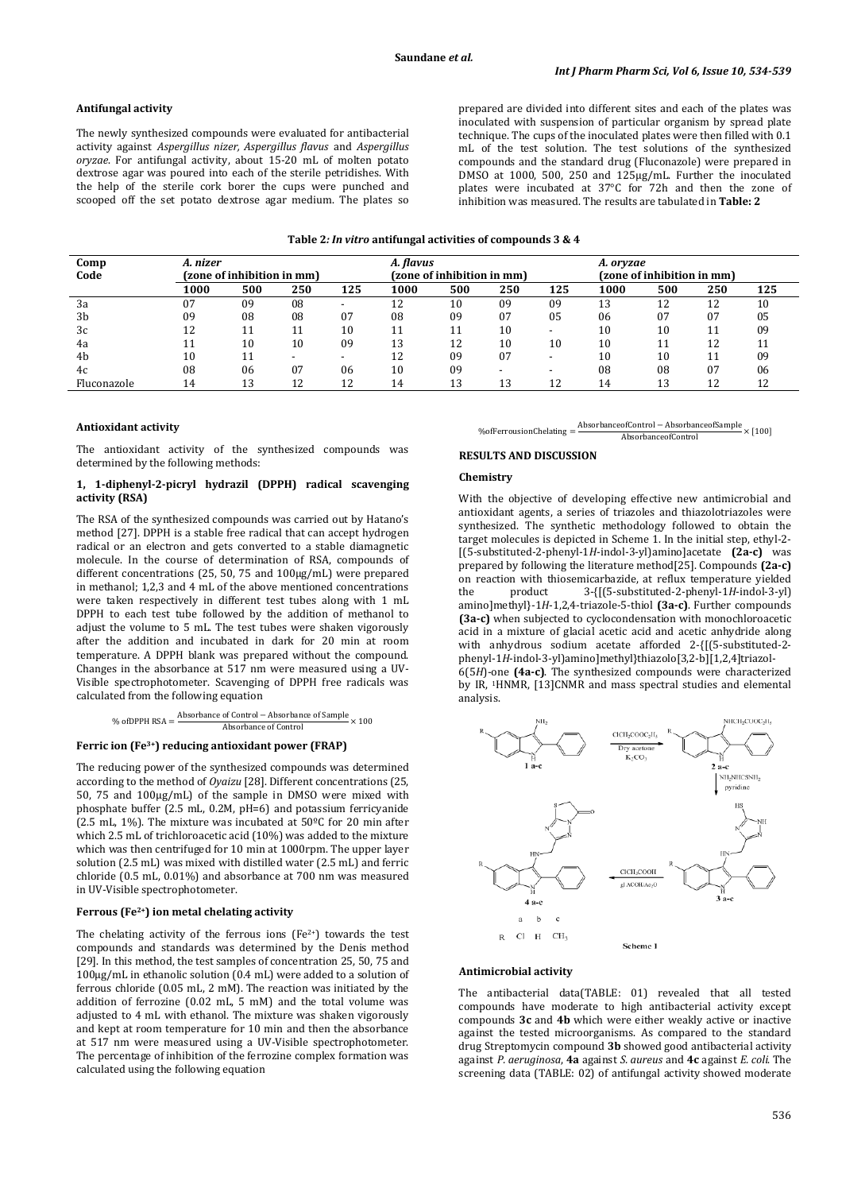#### Antifungal activity

The newly synthesized compounds were evaluated for antibacterial activity against *Aspergillus nizer*, *Aspergillus flavus* and *Aspergillus oryzae*. For antifungal activity, about 15-20 mL of molten potato dextrose agar was poured into each of the sterile petridishes. With the help of the sterile cork borer the cups were punched and scooped off the set potato dextrose agar medium. The plates so prepared are divided into different sites and each of the plates was inoculated with suspension of particular organism by spread plate technique. The cups of the inoculated plates were then filled with 0.1 mL of the test solution. The test solutions of the synthesized compounds and the standard drug (Fluconazole) were prepared in DMSO at 1000, 500, 250 and 125μg/mL. Further the inoculated plates were incubated at 37°C for 72h and then the zone of inhibition was measured. The results are tabulated in **Table: 2**

**Table 2: *In vitro* antifungal activities of compounds 3 & 4**

| Comp Code | *A. nizer* (zone of inhibition in mm) | | | | *A. flavus* (zone of inhibition in mm) | | | | *A. oryzae* (zone of inhibition in mm) | | | |
|---|---|---|---|---|---|---|---|---|---|---|---|---|
| | 1000 | 500 | 250 | 125 | 1000 | 500 | 250 | 125 | 1000 | 500 | 250 | 125 |
| 3a | 07 | 09 | 08 | - | 12 | 10 | 09 | 09 | 13 | 12 | 12 | 10 |
| 3b | 09 | 08 | 08 | 07 | 08 | 09 | 07 | 05 | 06 | 07 | 07 | 05 |
| 3c | 12 | 11 | 11 | 10 | 11 | 11 | 10 | - | 10 | 10 | 11 | 09 |
| 4a | 11 | 10 | 10 | 09 | 13 | 12 | 10 | 10 | 10 | 11 | 12 | 11 |
| 4b | 10 | 11 | - | - | 12 | 09 | 07 | - | 10 | 10 | 11 | 09 |
| 4c | 08 | 06 | 07 | 06 | 10 | 09 | - | - | 08 | 08 | 07 | 06 |
| Fluconazole | 14 | 13 | 12 | 12 | 14 | 13 | 13 | 12 | 14 | 13 | 12 | 12 |

#### Antioxidant activity

The antioxidant activity of the synthesized compounds was determined by the following methods:

#### 1, 1-diphenyl-2-picryl hydrazil (DPPH) radical scavenging activity (RSA)

The RSA of the synthesized compounds was carried out by Hatano's method [27]. DPPH is a stable free radical that can accept hydrogen radical or an electron and gets converted to a stable diamagnetic molecule. In the course of determination of RSA, compounds of different concentrations (25, 50, 75 and 100μg/mL) were prepared in methanol; 1,2,3 and 4 mL of the above mentioned concentrations were taken respectively in different test tubes along with 1 mL DPPH to each test tube followed by the addition of methanol to adjust the volume to 5 mL. The test tubes were shaken vigorously after the addition and incubated in dark for 20 min at room temperature. A DPPH blank was prepared without the compound. Changes in the absorbance at 517 nm were measured using a UV-Visible spectrophotometer. Scavenging of DPPH free radicals was calculated from the following equation

$$\%\text{ of DPPH RSA} = \frac{\text{Absorbance of Control} - \text{Absorbance of Sample}}{\text{Absorbance of Control}} \times 100$$

#### Ferric ion ($Fe^{3+}$) reducing antioxidant power (FRAP)

The reducing power of the synthesized compounds was determined according to the method of *Oyaizu* [28]. Different concentrations (25, 50, 75 and 100μg/mL) of the sample in DMSO were mixed with phosphate buffer (2.5 mL, 0.2M, pH=6) and potassium ferricyanide (2.5 mL, 1%). The mixture was incubated at 50ºC for 20 min after which 2.5 mL of trichloroacetic acid (10%) was added to the mixture which was then centrifuged for 10 min at 1000rpm. The upper layer solution (2.5 mL) was mixed with distilled water (2.5 mL) and ferric chloride (0.5 mL, 0.01%) and absorbance at 700 nm was measured in UV-Visible spectrophotometer.

#### Ferrous ($Fe^{2+}$) ion metal chelating activity

The chelating activity of the ferrous ions ($Fe^{2+}$) towards the test compounds and standards was determined by the Denis method [29]. In this method, the test samples of concentration 25, 50, 75 and 100μg/mL in ethanolic solution (0.4 mL) were added to a solution of ferrous chloride (0.05 mL, 2 mM). The reaction was initiated by the addition of ferrozine (0.02 mL, 5 mM) and the total volume was adjusted to 4 mL with ethanol. The mixture was shaken vigorously and kept at room temperature for 10 min and then the absorbance at 517 nm were measured using a UV-Visible spectrophotometer. The percentage of inhibition of the ferrozine complex formation was calculated using the following equation

$$\%\text{ of Ferrous ion Chelating} = \frac{\text{Absorbance of Control} - \text{Absorbance of Sample}}{\text{Absorbance of Control}} \times [100]$$

### RESULTS AND DISCUSSION

#### Chemistry

With the objective of developing effective new antimicrobial and antioxidant agents, a series of triazoles and thiazolotriazoles were synthesized. The synthetic methodology followed to obtain the target molecules is depicted in Scheme 1. In the initial step, ethyl-2-[(5-substituted-2-phenyl-1*H*-indol-3-yl)amino]acetate **(2a-c)** was prepared by following the literature method[25]. Compounds **(2a-c)** on reaction with thiosemicarbazide, at reflux temperature yielded the product 3-{[(5-substituted-2-phenyl-1*H*-indol-3-yl) amino]methyl}-1*H*-1,2,4-triazole-5-thiol **(3a-c)**. Further compounds **(3a-c)** when subjected to cyclocondensation with monochloroacetic acid in a mixture of glacial acetic acid and acetic anhydride along with anhydrous sodium acetate afforded 2-{[(5-substituted-2-phenyl-1*H*-indol-3-yl)amino]methyl}thiazolo[3,2-b][1,2,4]triazol-6(5*H*)-one **(4a-c)**. The synthesized compounds were characterized by IR, [1]HNMR, [13]CNMR and mass spectral studies and elemental analysis.

Scheme 1

#### Antimicrobial activity

The antibacterial data(TABLE: 01) revealed that all tested compounds have moderate to high antibacterial activity except compounds **3c** and **4b** which were either weakly active or inactive against the tested microorganisms. As compared to the standard drug Streptomycin compound **3b** showed good antibacterial activity against *P. aeruginosa*, **4a** against *S. aureus* and **4c** against *E. coli*. The screening data (TABLE: 02) of antifungal activity showed moderate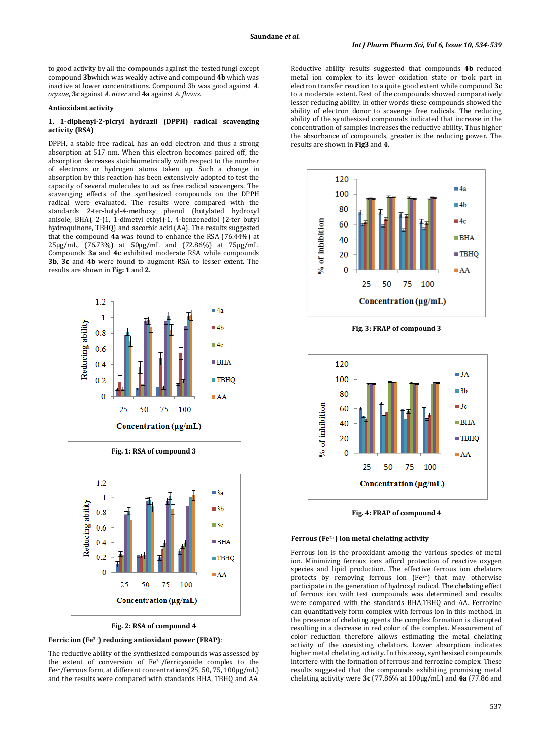to good activity by all the compounds against the tested fungi except compound **3b**which was weakly active and compound **4b** which was inactive at lower concentrations. Compound 3b was good against *A. oryzae*, **3c** against *A. nizer* and **4a** against *A. flavus.*

### Antioxidant activity

#### 1, 1-diphenyl-2-picryl hydrazil (DPPH) radical scavenging activity (RSA)

DPPH, a stable free radical, has an odd electron and thus a strong absorption at 517 nm. When this electron becomes paired off, the absorption decreases stoichiometrically with respect to the number of electrons or hydrogen atoms taken up. Such a change in absorption by this reaction has been extensively adopted to test the capacity of several molecules to act as free radical scavengers. The scavenging effects of the synthesized compounds on the DPPH radical were evaluated. The results were compared with the standards 2-ter-butyl-4-methoxy phenol (butylated hydroxyl anisole, BHA), 2-(1, 1-dimetyl ethyl)-1, 4-benzenediol (2-ter butyl hydroquinone, TBHQ) and ascorbic acid (AA). The results suggested that the compound **4a** was found to enhance the RSA (76.44%) at 25µg/mL, (76.73%) at 50µg/mL and (72.86%) at 75µg/mL. Compounds **3a** and **4c** exhibited moderate RSA while compounds **3b**, **3c** and **4b** were found to augment RSA to lesser extent. The results are shown in **Fig: 1** and **2.**

**Fig. 1: RSA of compound 3**

**Fig. 2: RSA of compound 4**

#### Ferric ion ($Fe^{3+}$) reducing antioxidant power (FRAP):

The reductive ability of the synthesized compounds was assessed by the extent of conversion of $Fe^{3+}$/ferricyanide complex to the $Fe^{2+}$/ferrous form, at different concentrations(25, 50, 75, 100µg/mL) and the results were compared with standards BHA, TBHQ and AA.

Reductive ability results suggested that compounds **4b** reduced metal ion complex to its lower oxidation state or took part in electron transfer reaction to a quite good extent while compound **3c** to a moderate extent. Rest of the compounds showed comparatively lesser reducing ability. In other words these compounds showed the ability of electron donor to scavenge free radicals. The reducing ability of the synthesized compounds indicated that increase in the concentration of samples increases the reductive ability. Thus higher the absorbance of compounds, greater is the reducing power. The results are shown in **Fig3** and **4**.

**Fig. 3: FRAP of compound 3**

**Fig. 4: FRAP of compound 4**

#### Ferrous ($Fe^{2+}$) ion metal chelating activity

Ferrous ion is the prooxidant among the various species of metal ion. Minimizing ferrous ions afford protection of reactive oxygen species and lipid production. The effective ferrous ion chelators protects by removing ferrous ion ($Fe^{2+}$) that may otherwise participate in the generation of hydroxyl radical. The chelating effect of ferrous ion with test compounds was determined and results were compared with the standards BHA,TBHQ and AA. Ferrozine can quantitatively form complex with ferrous ion in this method. In the presence of chelating agents the complex formation is disrupted resulting in a decrease in red color of the complex. Measurement of color reduction therefore allows estimating the metal chelating activity of the coexisting chelators. Lower absorption indicates higher metal chelating activity. In this assay, synthesized compounds interfere with the formation of ferrous and ferrozine complex. These results suggested that the compounds exhibiting promising metal chelating activity were **3c** (77.86% at 100µg/mL) and **4a** (77.86 and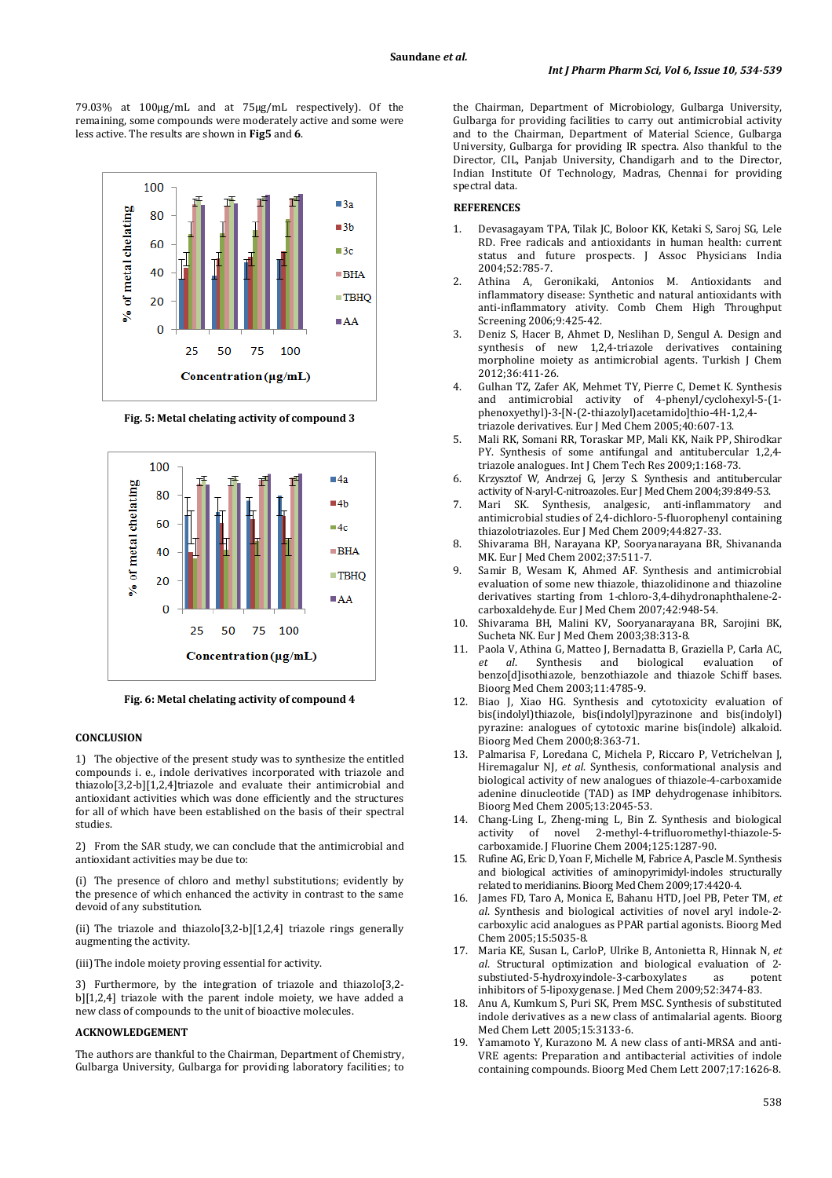79.03% at 100μg/mL and at 75μg/mL respectively). Of the remaining, some compounds were moderately active and some were less active. The results are shown in **Fig5** and **6**.

**Fig. 5: Metal chelating activity of compound 3**

**Fig. 6: Metal chelating activity of compound 4**

## CONCLUSION

1) The objective of the present study was to synthesize the entitled compounds i. e., indole derivatives incorporated with triazole and thiazolo[3,2-b][1,2,4]triazole and evaluate their antimicrobial and antioxidant activities which was done efficiently and the structures for all of which have been established on the basis of their spectral studies.

2) From the SAR study, we can conclude that the antimicrobial and antioxidant activities may be due to:

(i) The presence of chloro and methyl substitutions; evidently by the presence of which enhanced the activity in contrast to the same devoid of any substitution.

(ii) The triazole and thiazolo[3,2-b][1,2,4] triazole rings generally augmenting the activity.

(iii) The indole moiety proving essential for activity.

3) Furthermore, by the integration of triazole and thiazolo[3,2-b][1,2,4] triazole with the parent indole moiety, we have added a new class of compounds to the unit of bioactive molecules.

## ACKNOWLEDGEMENT

The authors are thankful to the Chairman, Department of Chemistry, Gulbarga University, Gulbarga for providing laboratory facilities; to the Chairman, Department of Microbiology, Gulbarga University, Gulbarga for providing facilities to carry out antimicrobial activity and to the Chairman, Department of Material Science, Gulbarga University, Gulbarga for providing IR spectra. Also thankful to the Director, CIL, Panjab University, Chandigarh and to the Director, Indian Institute Of Technology, Madras, Chennai for providing spectral data.

## REFERENCES

1. Devasagayam TPA, Tilak JC, Boloor KK, Ketaki S, Saroj SG, Lele RD. Free radicals and antioxidants in human health: current status and future prospects. J Assoc Physicians India 2004;52:785-7.
2. Athina A, Geronikaki, Antonios M. Antioxidants and inflammatory disease: Synthetic and natural antioxidants with anti-inflammatory ativity. Comb Chem High Throughput Screening 2006;9:425-42.
3. Deniz S, Hacer B, Ahmet D, Neslihan D, Sengul A. Design and synthesis of new 1,2,4-triazole derivatives containing morpholine moiety as antimicrobial agents. Turkish J Chem 2012;36:411-26.
4. Gulhan TZ, Zafer AK, Mehmet TY, Pierre C, Demet K. Synthesis and antimicrobial activity of 4-phenyl/cyclohexyl-5-(1-phenoxyethyl)-3-[N-(2-thiazolyl)acetamido]thio-4H-1,2,4-triazole derivatives. Eur J Med Chem 2005;40:607-13.
5. Mali RK, Somani RR, Toraskar MP, Mali KK, Naik PP, Shirodkar PY. Synthesis of some antifungal and antitubercular 1,2,4-triazole analogues. Int J Chem Tech Res 2009;1:168-73.
6. Krzysztof W, Andrzej G, Jerzy S. Synthesis and antitubercular activity of N-aryl-C-nitroazoles. Eur J Med Chem 2004;39:849-53.
7. Mari SK. Synthesis, analgesic, anti-inflammatory and antimicrobial studies of 2,4-dichloro-5-fluorophenyl containing thiazolotriazoles. Eur J Med Chem 2009;44:827-33.
8. Shivarama BH, Narayana KP, Sooryanarayana BR, Shivananda MK. Eur J Med Chem 2002;37:511-7.
9. Samir B, Wesam K, Ahmed AF. Synthesis and antimicrobial evaluation of some new thiazole, thiazolidinone and thiazoline derivatives starting from 1-chloro-3,4-dihydronaphthalene-2-carboxaldehyde. Eur J Med Chem 2007;42:948-54.
10. Shivarama BH, Malini KV, Sooryanarayana BR, Sarojini BK, Sucheta NK. Eur J Med Chem 2003;38:313-8.
11. Paola V, Athina G, Matteo J, Bernadatta B, Graziella P, Carla AC, *et al.* Synthesis and biological evaluation of benzo[d]isothiazole, benzothiazole and thiazole Schiff bases. Bioorg Med Chem 2003;11:4785-9.
12. Biao J, Xiao HG. Synthesis and cytotoxicity evaluation of bis(indolyl)thiazole, bis(indolyl)pyrazinone and bis(indolyl) pyrazine: analogues of cytotoxic marine bis(indole) alkaloid. Bioorg Med Chem 2000;8:363-71.
13. Palmarisa F, Loredana C, Michela P, Riccaro P, Vetrichelvan J, Hiremagalur NJ, *et al.* Synthesis, conformational analysis and biological activity of new analogues of thiazole-4-carboxamide adenine dinucleotide (TAD) as IMP dehydrogenase inhibitors. Bioorg Med Chem 2005;13:2045-53.
14. Chang-Ling L, Zheng-ming L, Bin Z. Synthesis and biological activity of novel 2-methyl-4-trifluoromethyl-thiazole-5-carboxamide. J Fluorine Chem 2004;125:1287-90.
15. Rufine AG, Eric D, Yoan F, Michelle M, Fabrice A, Pascle M. Synthesis and biological activities of aminopyrimidyl-indoles structurally related to meridianins. Bioorg Med Chem 2009;17:4420-4.
16. James FD, Taro A, Monica E, Bahanu HTD, Joel PB, Peter TM, *et al.* Synthesis and biological activities of novel aryl indole-2-carboxylic acid analogues as PPAR partial agonists. Bioorg Med Chem 2005;15:5035-8.
17. Maria KE, Susan L, CarloP, Ulrike B, Antonietta R, Hinnak N, *et al.* Structural optimization and biological evaluation of 2-substiuted-5-hydroxyindole-3-carboxylates as potent inhibitors of 5-lipoxygenase. J Med Chem 2009;52:3474-83.
18. Anu A, Kumkum S, Puri SK, Prem MSC. Synthesis of substituted indole derivatives as a new class of antimalarial agents. Bioorg Med Chem Lett 2005;15:3133-6.
19. Yamamoto Y, Kurazono M. A new class of anti-MRSA and anti-VRE agents: Preparation and antibacterial activities of indole containing compounds. Bioorg Med Chem Lett 2007;17:1626-8.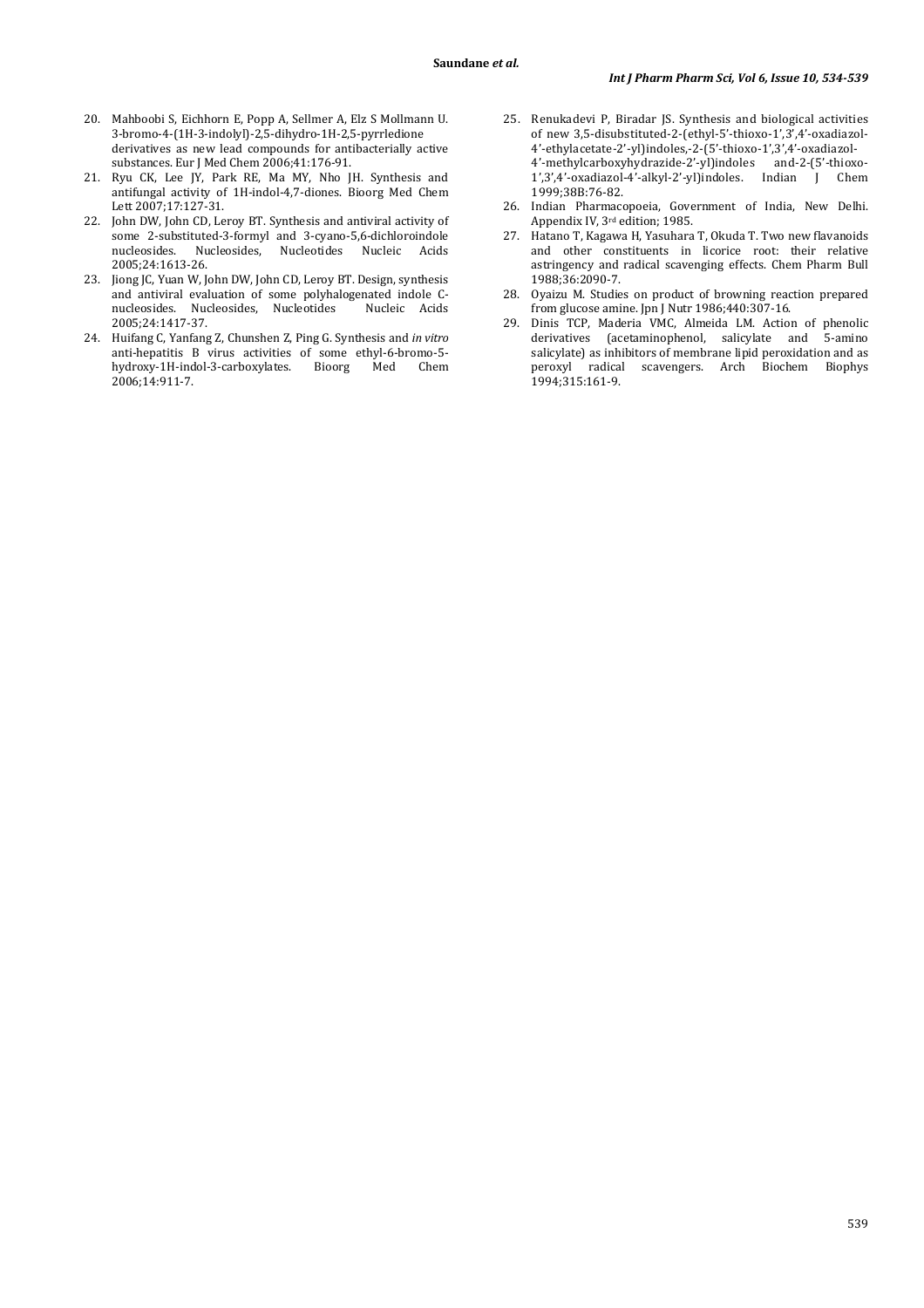20. Mahboobi S, Eichhorn E, Popp A, Sellmer A, Elz S Mollmann U. 3-bromo-4-(1H-3-indolyl)-2,5-dihydro-1H-2,5-pyrrledione derivatives as new lead compounds for antibacterially active substances. Eur J Med Chem 2006;41:176-91.
21. Ryu CK, Lee JY, Park RE, Ma MY, Nho JH. Synthesis and antifungal activity of 1H-indol-4,7-diones. Bioorg Med Chem Lett 2007;17:127-31.
22. John DW, John CD, Leroy BT. Synthesis and antiviral activity of some 2-substituted-3-formyl and 3-cyano-5,6-dichloroindole nucleosides. Nucleosides, Nucleotides Nucleic Acids 2005;24:1613-26.
23. Jiong JC, Yuan W, John DW, John CD, Leroy BT. Design, synthesis and antiviral evaluation of some polyhalogenated indole C-nucleosides. Nucleosides, Nucleotides Nucleic Acids 2005;24:1417-37.
24. Huifang C, Yanfang Z, Chunshen Z, Ping G. Synthesis and *in vitro* anti-hepatitis B virus activities of some ethyl-6-bromo-5-hydroxy-1H-indol-3-carboxylates. Bioorg Med Chem 2006;14:911-7.
25. Renukadevi P, Biradar JS. Synthesis and biological activities of new 3,5-disubstituted-2-(ethyl-5'-thioxo-1',3',4'-oxadiazol-4'-ethylacetate-2'-yl)indoles,-2-(5'-thioxo-1',3',4'-oxadiazol-4'-methylcarboxyhydrazide-2'-yl)indoles and-2-(5'-thioxo-1',3',4'-oxadiazol-4'-alkyl-2'-yl)indoles. Indian J Chem 1999;38B:76-82.
26. Indian Pharmacopoeia, Government of India, New Delhi. Appendix IV, 3rd edition; 1985.
27. Hatano T, Kagawa H, Yasuhara T, Okuda T. Two new flavanoids and other constituents in licorice root: their relative astringency and radical scavenging effects. Chem Pharm Bull 1988;36:2090-7.
28. Oyaizu M. Studies on product of browning reaction prepared from glucose amine. Jpn J Nutr 1986;440:307-16.
29. Dinis TCP, Maderia VMC, Almeida LM. Action of phenolic derivatives (acetaminophenol, salicylate and 5-amino salicylate) as inhibitors of membrane lipid peroxidation and as peroxyl radical scavengers. Arch Biochem Biophys 1994;315:161-9.